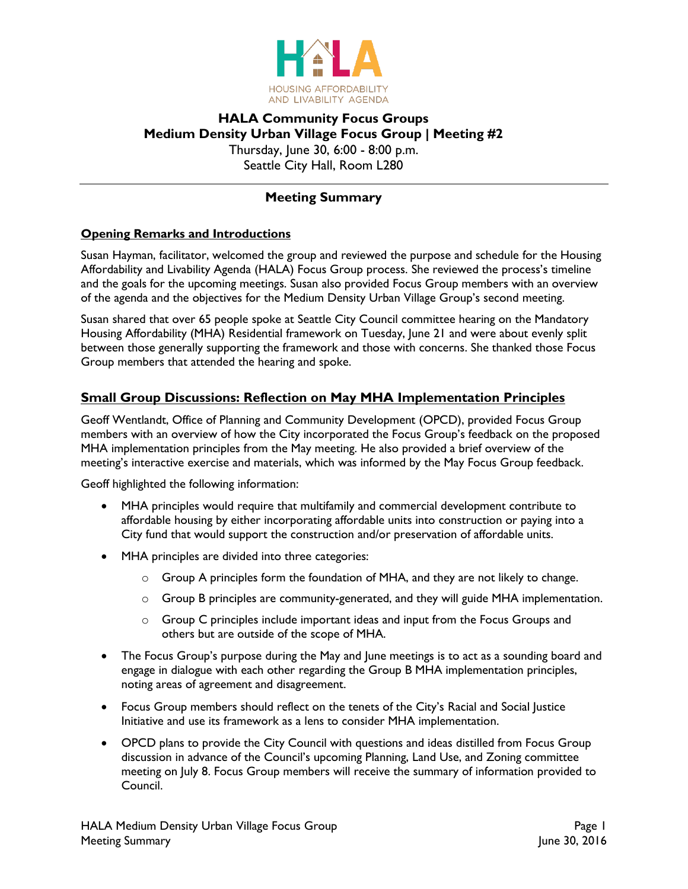HOUSING AFFORDABILITY AND LIVABILITY AGENDA

# HALA Community Focus Groups
# Medium Density Urban Village Focus Group | Meeting #2

Thursday, June 30, 6:00 - 8:00 p.m.
Seattle City Hall, Room L280

## Meeting Summary

### Opening Remarks and Introductions

Susan Hayman, facilitator, welcomed the group and reviewed the purpose and schedule for the Housing Affordability and Livability Agenda (HALA) Focus Group process. She reviewed the process's timeline and the goals for the upcoming meetings. Susan also provided Focus Group members with an overview of the agenda and the objectives for the Medium Density Urban Village Group's second meeting.

Susan shared that over 65 people spoke at Seattle City Council committee hearing on the Mandatory Housing Affordability (MHA) Residential framework on Tuesday, June 21 and were about evenly split between those generally supporting the framework and those with concerns. She thanked those Focus Group members that attended the hearing and spoke.

## Small Group Discussions: Reflection on May MHA Implementation Principles

Geoff Wentlandt, Office of Planning and Community Development (OPCD), provided Focus Group members with an overview of how the City incorporated the Focus Group's feedback on the proposed MHA implementation principles from the May meeting. He also provided a brief overview of the meeting's interactive exercise and materials, which was informed by the May Focus Group feedback.

Geoff highlighted the following information:

- MHA principles would require that multifamily and commercial development contribute to affordable housing by either incorporating affordable units into construction or paying into a City fund that would support the construction and/or preservation of affordable units.
- MHA principles are divided into three categories:
  - Group A principles form the foundation of MHA, and they are not likely to change.
  - Group B principles are community-generated, and they will guide MHA implementation.
  - Group C principles include important ideas and input from the Focus Groups and others but are outside of the scope of MHA.
- The Focus Group's purpose during the May and June meetings is to act as a sounding board and engage in dialogue with each other regarding the Group B MHA implementation principles, noting areas of agreement and disagreement.
- Focus Group members should reflect on the tenets of the City's Racial and Social Justice Initiative and use its framework as a lens to consider MHA implementation.
- OPCD plans to provide the City Council with questions and ideas distilled from Focus Group discussion in advance of the Council's upcoming Planning, Land Use, and Zoning committee meeting on July 8. Focus Group members will receive the summary of information provided to Council.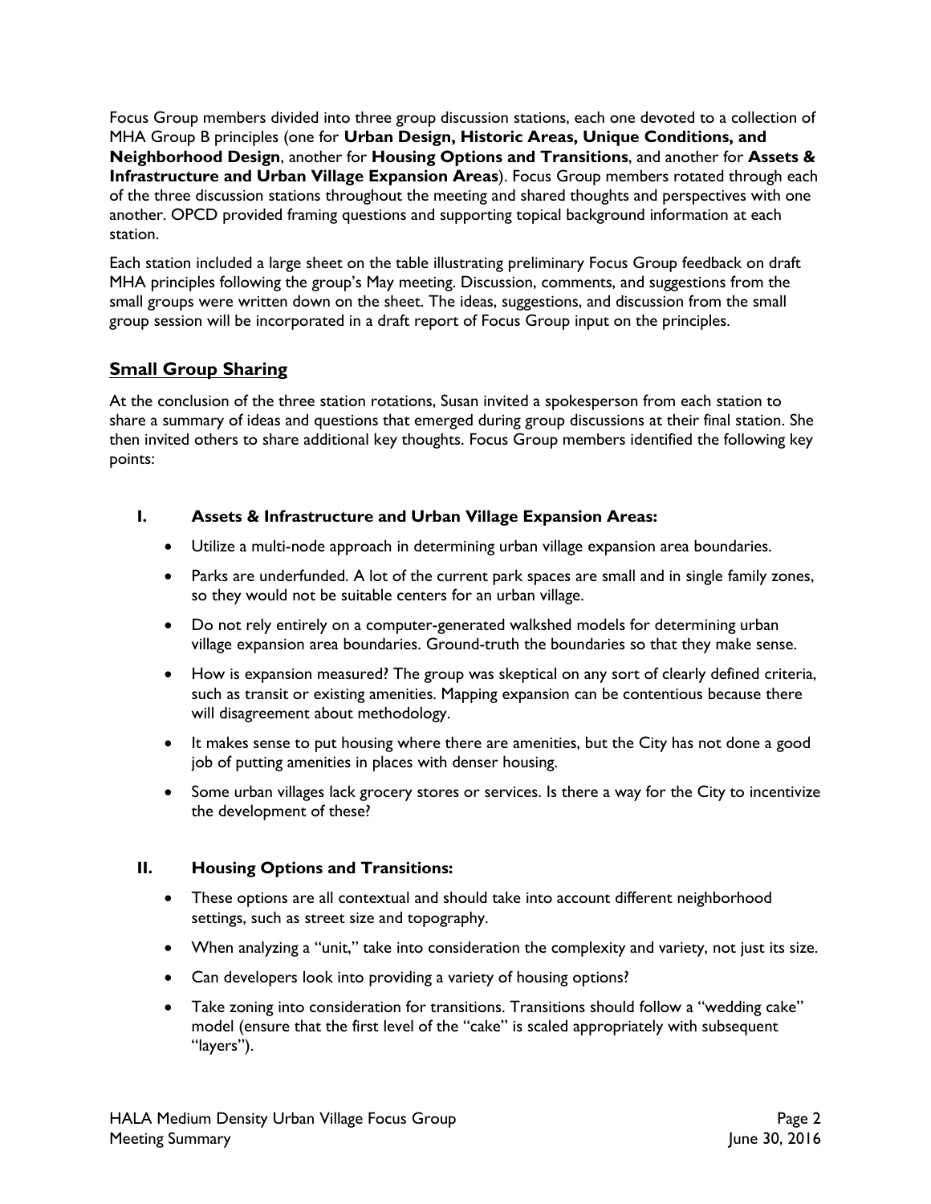Focus Group members divided into three group discussion stations, each one devoted to a collection of MHA Group B principles (one for **Urban Design, Historic Areas, Unique Conditions, and Neighborhood Design**, another for **Housing Options and Transitions**, and another for **Assets & Infrastructure and Urban Village Expansion Areas**). Focus Group members rotated through each of the three discussion stations throughout the meeting and shared thoughts and perspectives with one another. OPCD provided framing questions and supporting topical background information at each station.

Each station included a large sheet on the table illustrating preliminary Focus Group feedback on draft MHA principles following the group's May meeting. Discussion, comments, and suggestions from the small groups were written down on the sheet. The ideas, suggestions, and discussion from the small group session will be incorporated in a draft report of Focus Group input on the principles.

## Small Group Sharing

At the conclusion of the three station rotations, Susan invited a spokesperson from each station to share a summary of ideas and questions that emerged during group discussions at their final station. She then invited others to share additional key thoughts. Focus Group members identified the following key points:

### I. Assets & Infrastructure and Urban Village Expansion Areas:

- Utilize a multi-node approach in determining urban village expansion area boundaries.
- Parks are underfunded. A lot of the current park spaces are small and in single family zones, so they would not be suitable centers for an urban village.
- Do not rely entirely on a computer-generated walkshed models for determining urban village expansion area boundaries. Ground-truth the boundaries so that they make sense.
- How is expansion measured? The group was skeptical on any sort of clearly defined criteria, such as transit or existing amenities. Mapping expansion can be contentious because there will disagreement about methodology.
- It makes sense to put housing where there are amenities, but the City has not done a good job of putting amenities in places with denser housing.
- Some urban villages lack grocery stores or services. Is there a way for the City to incentivize the development of these?

### II. Housing Options and Transitions:

- These options are all contextual and should take into account different neighborhood settings, such as street size and topography.
- When analyzing a "unit," take into consideration the complexity and variety, not just its size.
- Can developers look into providing a variety of housing options?
- Take zoning into consideration for transitions. Transitions should follow a "wedding cake" model (ensure that the first level of the "cake" is scaled appropriately with subsequent "layers").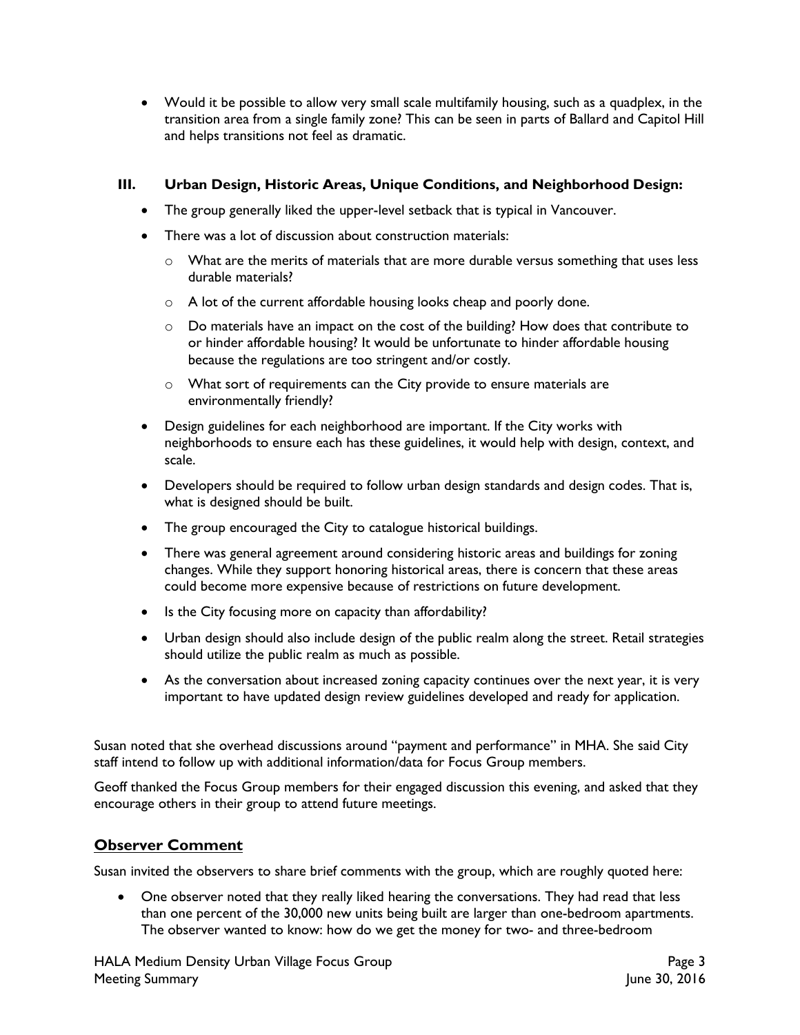- Would it be possible to allow very small scale multifamily housing, such as a quadplex, in the transition area from a single family zone? This can be seen in parts of Ballard and Capitol Hill and helps transitions not feel as dramatic.

### III. Urban Design, Historic Areas, Unique Conditions, and Neighborhood Design:

- The group generally liked the upper-level setback that is typical in Vancouver.
- There was a lot of discussion about construction materials:
  - What are the merits of materials that are more durable versus something that uses less durable materials?
  - A lot of the current affordable housing looks cheap and poorly done.
  - Do materials have an impact on the cost of the building? How does that contribute to or hinder affordable housing? It would be unfortunate to hinder affordable housing because the regulations are too stringent and/or costly.
  - What sort of requirements can the City provide to ensure materials are environmentally friendly?
- Design guidelines for each neighborhood are important. If the City works with neighborhoods to ensure each has these guidelines, it would help with design, context, and scale.
- Developers should be required to follow urban design standards and design codes. That is, what is designed should be built.
- The group encouraged the City to catalogue historical buildings.
- There was general agreement around considering historic areas and buildings for zoning changes. While they support honoring historical areas, there is concern that these areas could become more expensive because of restrictions on future development.
- Is the City focusing more on capacity than affordability?
- Urban design should also include design of the public realm along the street. Retail strategies should utilize the public realm as much as possible.
- As the conversation about increased zoning capacity continues over the next year, it is very important to have updated design review guidelines developed and ready for application.

Susan noted that she overhead discussions around "payment and performance" in MHA. She said City staff intend to follow up with additional information/data for Focus Group members.

Geoff thanked the Focus Group members for their engaged discussion this evening, and asked that they encourage others in their group to attend future meetings.

## Observer Comment

Susan invited the observers to share brief comments with the group, which are roughly quoted here:

- One observer noted that they really liked hearing the conversations. They had read that less than one percent of the 30,000 new units being built are larger than one-bedroom apartments. The observer wanted to know: how do we get the money for two- and three-bedroom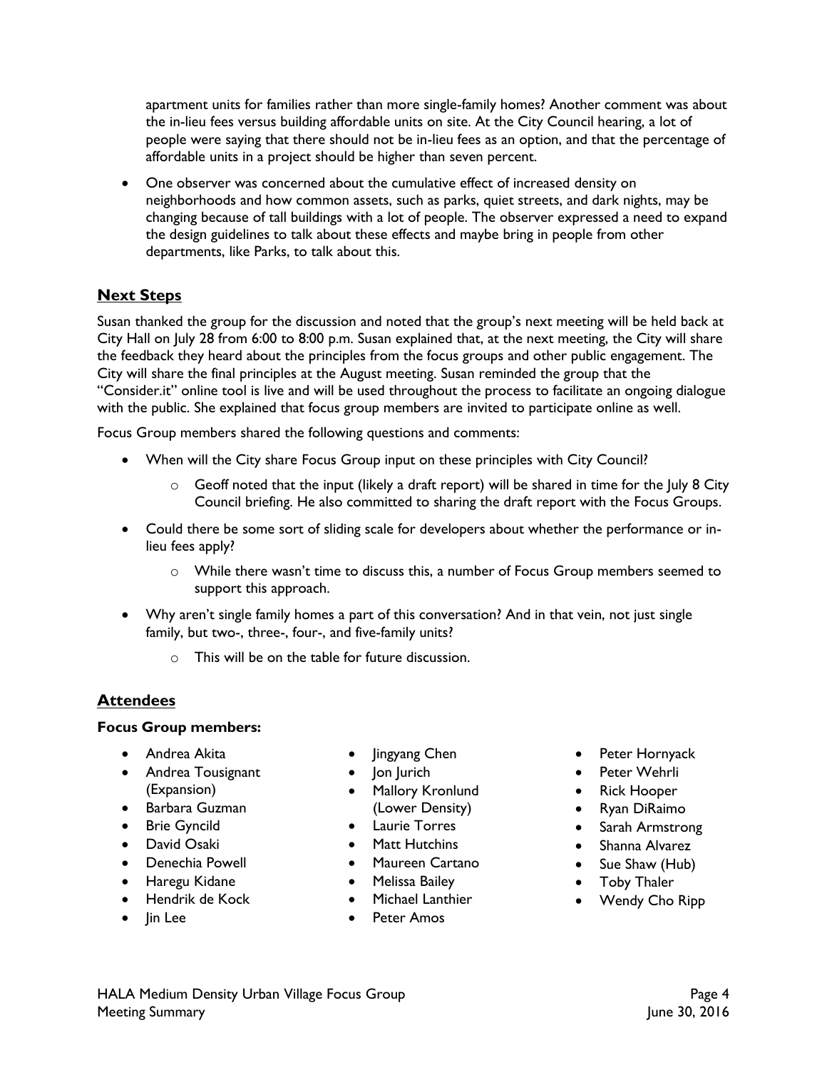apartment units for families rather than more single-family homes? Another comment was about the in-lieu fees versus building affordable units on site. At the City Council hearing, a lot of people were saying that there should not be in-lieu fees as an option, and that the percentage of affordable units in a project should be higher than seven percent.

- One observer was concerned about the cumulative effect of increased density on neighborhoods and how common assets, such as parks, quiet streets, and dark nights, may be changing because of tall buildings with a lot of people. The observer expressed a need to expand the design guidelines to talk about these effects and maybe bring in people from other departments, like Parks, to talk about this.

## Next Steps

Susan thanked the group for the discussion and noted that the group's next meeting will be held back at City Hall on July 28 from 6:00 to 8:00 p.m. Susan explained that, at the next meeting, the City will share the feedback they heard about the principles from the focus groups and other public engagement. The City will share the final principles at the August meeting. Susan reminded the group that the "Consider.it" online tool is live and will be used throughout the process to facilitate an ongoing dialogue with the public. She explained that focus group members are invited to participate online as well.

Focus Group members shared the following questions and comments:

- When will the City share Focus Group input on these principles with City Council?
  - Geoff noted that the input (likely a draft report) will be shared in time for the July 8 City Council briefing. He also committed to sharing the draft report with the Focus Groups.
- Could there be some sort of sliding scale for developers about whether the performance or in-lieu fees apply?
  - While there wasn't time to discuss this, a number of Focus Group members seemed to support this approach.
- Why aren't single family homes a part of this conversation? And in that vein, not just single family, but two-, three-, four-, and five-family units?
  - This will be on the table for future discussion.

## Attendees

**Focus Group members:**

- Andrea Akita
- Andrea Tousignant (Expansion)
- Barbara Guzman
- Brie Gyncild
- David Osaki
- Denechia Powell
- Haregu Kidane
- Hendrik de Kock
- Jin Lee
- Jingyang Chen
- Jon Jurich
- Mallory Kronlund (Lower Density)
- Laurie Torres
- Matt Hutchins
- Maureen Cartano
- Melissa Bailey
- Michael Lanthier
- Peter Amos
- Peter Hornyack
- Peter Wehrli
- Rick Hooper
- Ryan DiRaimo
- Sarah Armstrong
- Shanna Alvarez
- Sue Shaw (Hub)
- Toby Thaler
- Wendy Cho Ripp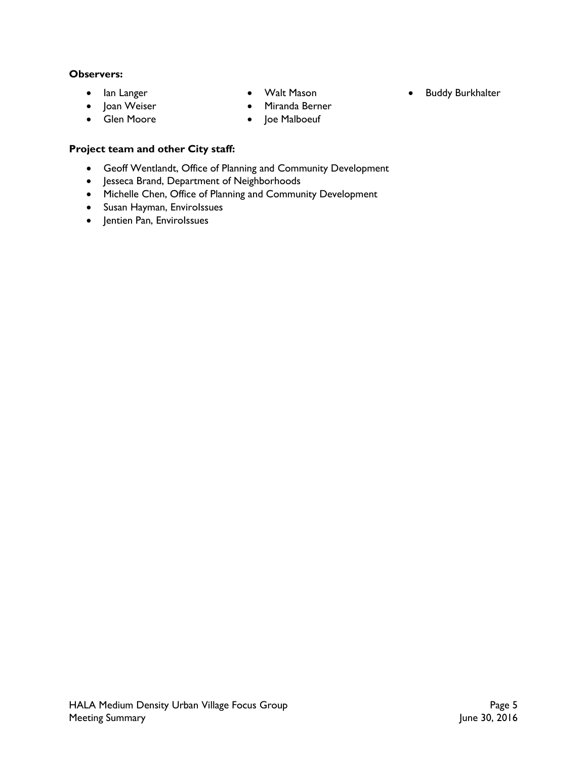**Observers:**

- Ian Langer
- Joan Weiser
- Glen Moore
- Walt Mason
- Miranda Berner
- Joe Malboeuf
- Buddy Burkhalter

**Project team and other City staff:**

- Geoff Wentlandt, Office of Planning and Community Development
- Jesseca Brand, Department of Neighborhoods
- Michelle Chen, Office of Planning and Community Development
- Susan Hayman, EnviroIssues
- Jentien Pan, EnviroIssues